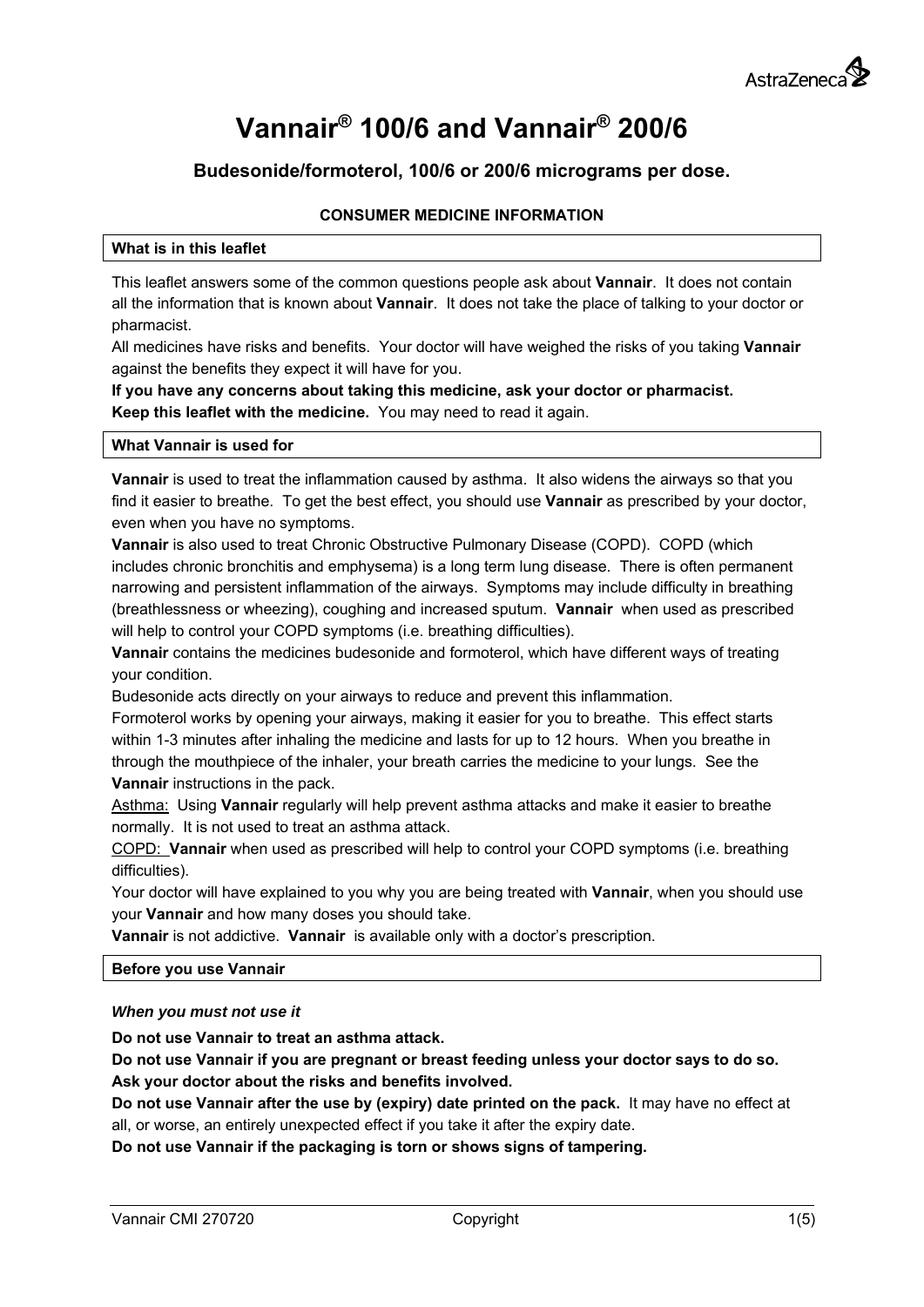# Vannair® 100/6 and Vannair® 200/6

### Budesonide/formoterol, 100/6 or 200/6 micrograms per dose.

**CONSUMER MEDICINE INFORMATION**

## What is in this leaflet

This leaflet answers some of the common questions people ask about **Vannair**. It does not contain all the information that is known about **Vannair**. It does not take the place of talking to your doctor or pharmacist.

All medicines have risks and benefits. Your doctor will have weighed the risks of you taking **Vannair** against the benefits they expect it will have for you.

**If you have any concerns about taking this medicine, ask your doctor or pharmacist.**

**Keep this leaflet with the medicine.** You may need to read it again.

## What Vannair is used for

**Vannair** is used to treat the inflammation caused by asthma. It also widens the airways so that you find it easier to breathe. To get the best effect, you should use **Vannair** as prescribed by your doctor, even when you have no symptoms.

**Vannair** is also used to treat Chronic Obstructive Pulmonary Disease (COPD). COPD (which includes chronic bronchitis and emphysema) is a long term lung disease. There is often permanent narrowing and persistent inflammation of the airways. Symptoms may include difficulty in breathing (breathlessness or wheezing), coughing and increased sputum. **Vannair** when used as prescribed will help to control your COPD symptoms (i.e. breathing difficulties).

**Vannair** contains the medicines budesonide and formoterol, which have different ways of treating your condition.

Budesonide acts directly on your airways to reduce and prevent this inflammation.

Formoterol works by opening your airways, making it easier for you to breathe. This effect starts within 1-3 minutes after inhaling the medicine and lasts for up to 12 hours. When you breathe in through the mouthpiece of the inhaler, your breath carries the medicine to your lungs. See the **Vannair** instructions in the pack.

Asthma: Using **Vannair** regularly will help prevent asthma attacks and make it easier to breathe normally. It is not used to treat an asthma attack.

COPD: **Vannair** when used as prescribed will help to control your COPD symptoms (i.e. breathing difficulties).

Your doctor will have explained to you why you are being treated with **Vannair**, when you should use your **Vannair** and how many doses you should take.

**Vannair** is not addictive. **Vannair** is available only with a doctor's prescription.

## Before you use Vannair

### *When you must not use it*

**Do not use Vannair to treat an asthma attack.**

**Do not use Vannair if you are pregnant or breast feeding unless your doctor says to do so. Ask your doctor about the risks and benefits involved.**

**Do not use Vannair after the use by (expiry) date printed on the pack.** It may have no effect at all, or worse, an entirely unexpected effect if you take it after the expiry date.

**Do not use Vannair if the packaging is torn or shows signs of tampering.**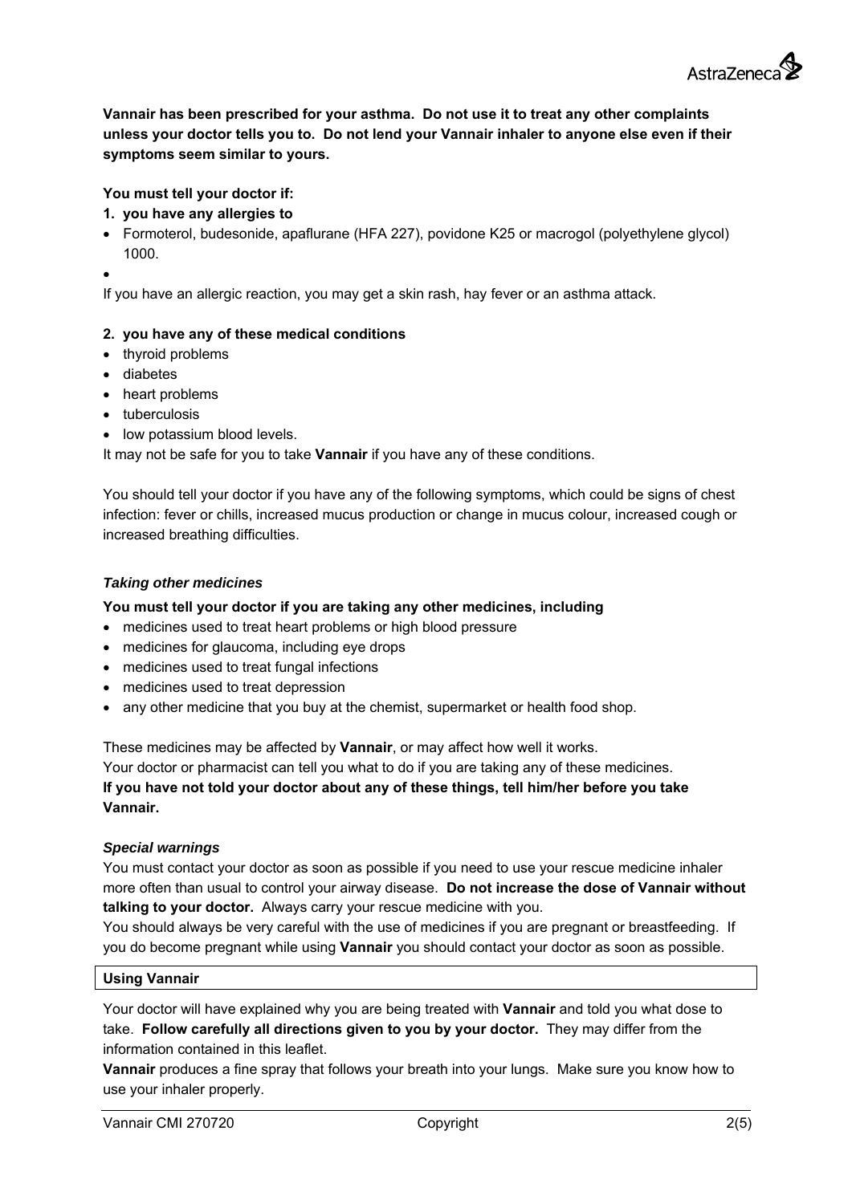**Vannair has been prescribed for your asthma. Do not use it to treat any other complaints unless your doctor tells you to. Do not lend your Vannair inhaler to anyone else even if their symptoms seem similar to yours.**

**You must tell your doctor if:**

**1. you have any allergies to**

- Formoterol, budesonide, apaflurane (HFA 227), povidone K25 or macrogol (polyethylene glycol) 1000.
- 

If you have an allergic reaction, you may get a skin rash, hay fever or an asthma attack.

**2. you have any of these medical conditions**

- thyroid problems
- diabetes
- heart problems
- tuberculosis
- low potassium blood levels.

It may not be safe for you to take **Vannair** if you have any of these conditions.

You should tell your doctor if you have any of the following symptoms, which could be signs of chest infection: fever or chills, increased mucus production or change in mucus colour, increased cough or increased breathing difficulties.

### *Taking other medicines*

**You must tell your doctor if you are taking any other medicines, including**

- medicines used to treat heart problems or high blood pressure
- medicines for glaucoma, including eye drops
- medicines used to treat fungal infections
- medicines used to treat depression
- any other medicine that you buy at the chemist, supermarket or health food shop.

These medicines may be affected by **Vannair**, or may affect how well it works.
Your doctor or pharmacist can tell you what to do if you are taking any of these medicines.
**If you have not told your doctor about any of these things, tell him/her before you take Vannair.**

### *Special warnings*

You must contact your doctor as soon as possible if you need to use your rescue medicine inhaler more often than usual to control your airway disease. **Do not increase the dose of Vannair without talking to your doctor.** Always carry your rescue medicine with you.
You should always be very careful with the use of medicines if you are pregnant or breastfeeding. If you do become pregnant while using **Vannair** you should contact your doctor as soon as possible.

## Using Vannair

Your doctor will have explained why you are being treated with **Vannair** and told you what dose to take. **Follow carefully all directions given to you by your doctor.** They may differ from the information contained in this leaflet.
**Vannair** produces a fine spray that follows your breath into your lungs. Make sure you know how to use your inhaler properly.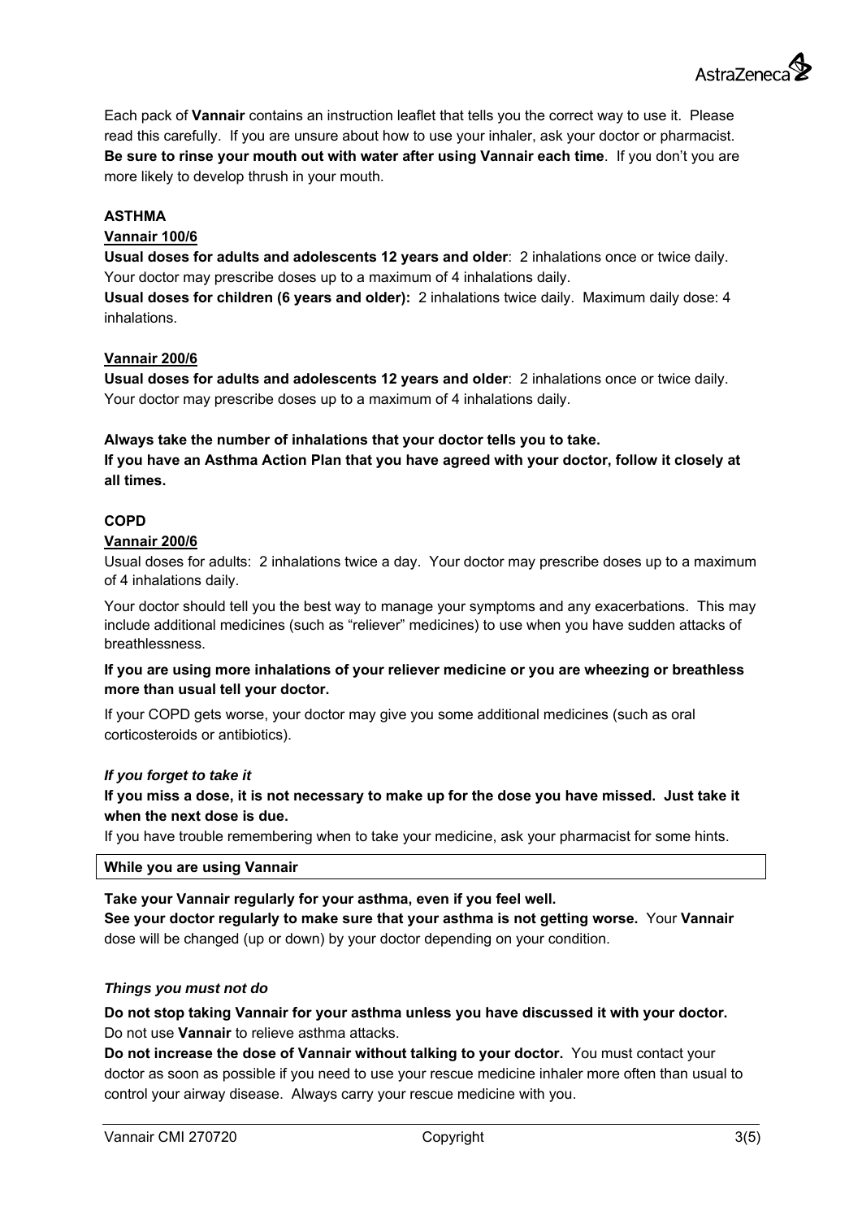Each pack of **Vannair** contains an instruction leaflet that tells you the correct way to use it. Please read this carefully. If you are unsure about how to use your inhaler, ask your doctor or pharmacist. **Be sure to rinse your mouth out with water after using Vannair each time**. If you don't you are more likely to develop thrush in your mouth.

**ASTHMA**

**Vannair 100/6**

**Usual doses for adults and adolescents 12 years and older**: 2 inhalations once or twice daily. Your doctor may prescribe doses up to a maximum of 4 inhalations daily.

**Usual doses for children (6 years and older):** 2 inhalations twice daily. Maximum daily dose: 4 inhalations.

**Vannair 200/6**

**Usual doses for adults and adolescents 12 years and older**: 2 inhalations once or twice daily. Your doctor may prescribe doses up to a maximum of 4 inhalations daily.

**Always take the number of inhalations that your doctor tells you to take.**

**If you have an Asthma Action Plan that you have agreed with your doctor, follow it closely at all times.**

**COPD**

**Vannair 200/6**

Usual doses for adults: 2 inhalations twice a day. Your doctor may prescribe doses up to a maximum of 4 inhalations daily.

Your doctor should tell you the best way to manage your symptoms and any exacerbations. This may include additional medicines (such as "reliever" medicines) to use when you have sudden attacks of breathlessness.

**If you are using more inhalations of your reliever medicine or you are wheezing or breathless more than usual tell your doctor.**

If your COPD gets worse, your doctor may give you some additional medicines (such as oral corticosteroids or antibiotics).

***If you forget to take it***

**If you miss a dose, it is not necessary to make up for the dose you have missed. Just take it when the next dose is due.**

If you have trouble remembering when to take your medicine, ask your pharmacist for some hints.

## While you are using Vannair

**Take your Vannair regularly for your asthma, even if you feel well.**

**See your doctor regularly to make sure that your asthma is not getting worse.** Your **Vannair** dose will be changed (up or down) by your doctor depending on your condition.

***Things you must not do***

**Do not stop taking Vannair for your asthma unless you have discussed it with your doctor.**
Do not use **Vannair** to relieve asthma attacks.

**Do not increase the dose of Vannair without talking to your doctor.** You must contact your doctor as soon as possible if you need to use your rescue medicine inhaler more often than usual to control your airway disease. Always carry your rescue medicine with you.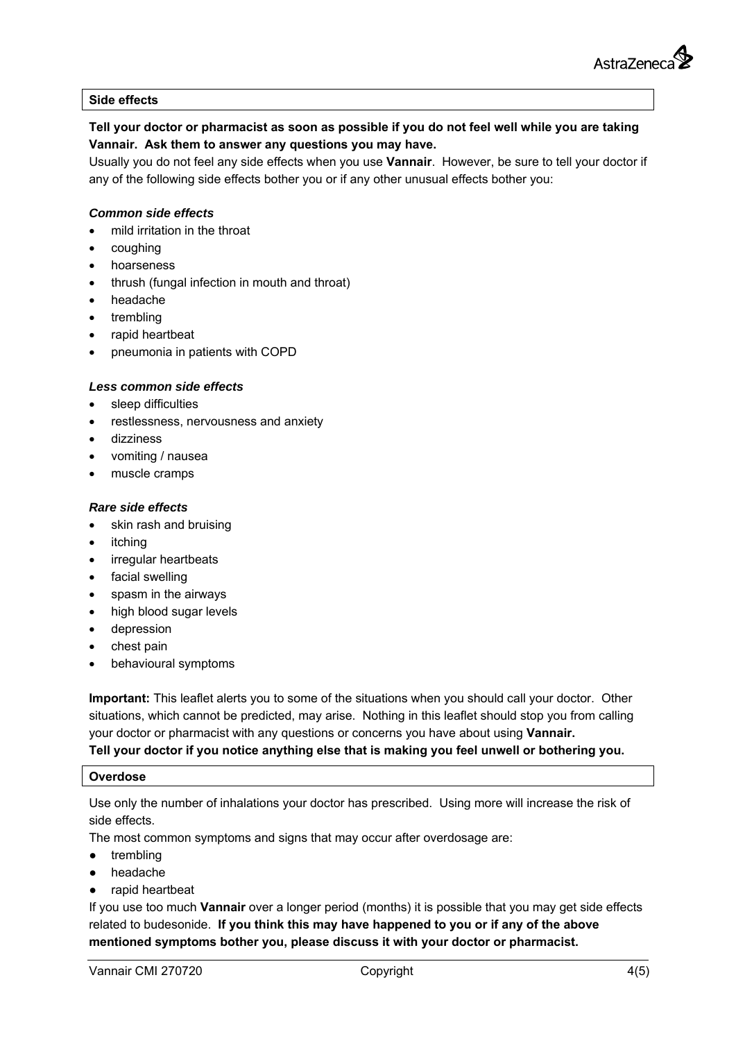## Side effects

**Tell your doctor or pharmacist as soon as possible if you do not feel well while you are taking Vannair. Ask them to answer any questions you may have.**

Usually you do not feel any side effects when you use **Vannair**. However, be sure to tell your doctor if any of the following side effects bother you or if any other unusual effects bother you:

***Common side effects***

- mild irritation in the throat
- coughing
- hoarseness
- thrush (fungal infection in mouth and throat)
- headache
- trembling
- rapid heartbeat
- pneumonia in patients with COPD

***Less common side effects***

- sleep difficulties
- restlessness, nervousness and anxiety
- dizziness
- vomiting / nausea
- muscle cramps

***Rare side effects***

- skin rash and bruising
- itching
- irregular heartbeats
- facial swelling
- spasm in the airways
- high blood sugar levels
- depression
- chest pain
- behavioural symptoms

**Important:** This leaflet alerts you to some of the situations when you should call your doctor. Other situations, which cannot be predicted, may arise. Nothing in this leaflet should stop you from calling your doctor or pharmacist with any questions or concerns you have about using **Vannair.**
**Tell your doctor if you notice anything else that is making you feel unwell or bothering you.**

## Overdose

Use only the number of inhalations your doctor has prescribed. Using more will increase the risk of side effects.
The most common symptoms and signs that may occur after overdosage are:

- trembling
- headache
- rapid heartbeat

If you use too much **Vannair** over a longer period (months) it is possible that you may get side effects related to budesonide. **If you think this may have happened to you or if any of the above mentioned symptoms bother you, please discuss it with your doctor or pharmacist.**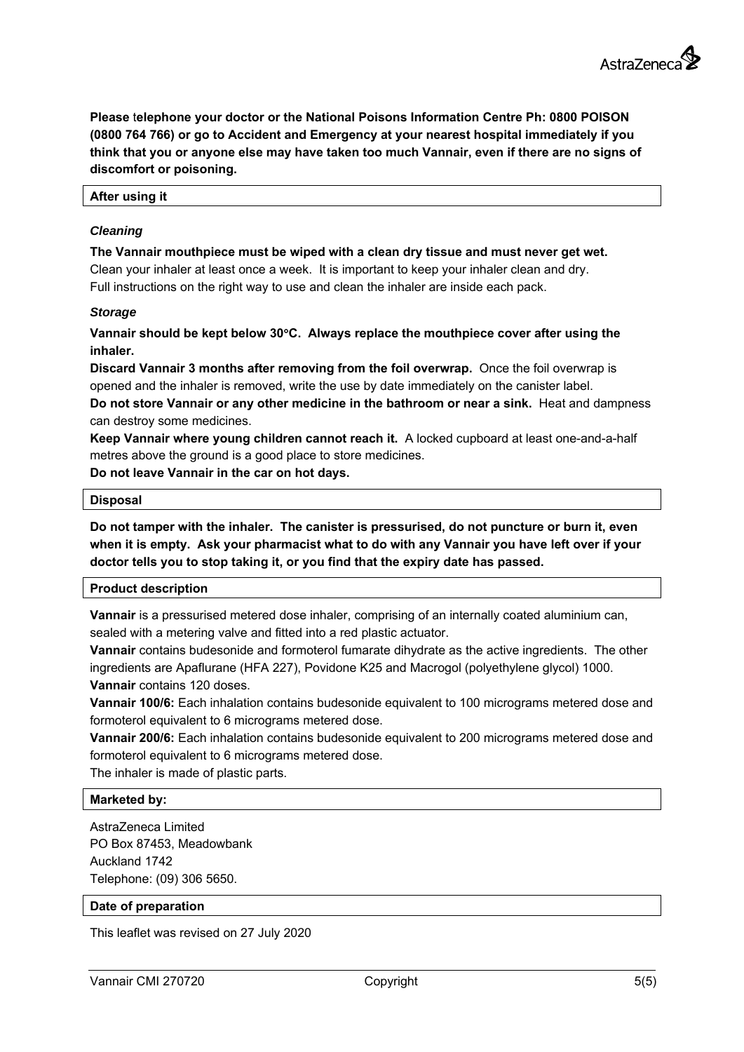**Please telephone your doctor or the National Poisons Information Centre Ph: 0800 POISON (0800 764 766) or go to Accident and Emergency at your nearest hospital immediately if you think that you or anyone else may have taken too much Vannair, even if there are no signs of discomfort or poisoning.**

## After using it

***Cleaning***

**The Vannair mouthpiece must be wiped with a clean dry tissue and must never get wet.** Clean your inhaler at least once a week. It is important to keep your inhaler clean and dry. Full instructions on the right way to use and clean the inhaler are inside each pack.

***Storage***

**Vannair should be kept below 30°C. Always replace the mouthpiece cover after using the inhaler.**

**Discard Vannair 3 months after removing from the foil overwrap.** Once the foil overwrap is opened and the inhaler is removed, write the use by date immediately on the canister label.

**Do not store Vannair or any other medicine in the bathroom or near a sink.** Heat and dampness can destroy some medicines.

**Keep Vannair where young children cannot reach it.** A locked cupboard at least one-and-a-half metres above the ground is a good place to store medicines.

**Do not leave Vannair in the car on hot days.**

## Disposal

**Do not tamper with the inhaler. The canister is pressurised, do not puncture or burn it, even when it is empty. Ask your pharmacist what to do with any Vannair you have left over if your doctor tells you to stop taking it, or you find that the expiry date has passed.**

## Product description

**Vannair** is a pressurised metered dose inhaler, comprising of an internally coated aluminium can, sealed with a metering valve and fitted into a red plastic actuator.

**Vannair** contains budesonide and formoterol fumarate dihydrate as the active ingredients. The other ingredients are Apaflurane (HFA 227), Povidone K25 and Macrogol (polyethylene glycol) 1000.

**Vannair** contains 120 doses.

**Vannair 100/6:** Each inhalation contains budesonide equivalent to 100 micrograms metered dose and formoterol equivalent to 6 micrograms metered dose.

**Vannair 200/6:** Each inhalation contains budesonide equivalent to 200 micrograms metered dose and formoterol equivalent to 6 micrograms metered dose.

The inhaler is made of plastic parts.

## Marketed by:

AstraZeneca Limited
PO Box 87453, Meadowbank
Auckland 1742
Telephone: (09) 306 5650.

## Date of preparation

This leaflet was revised on 27 July 2020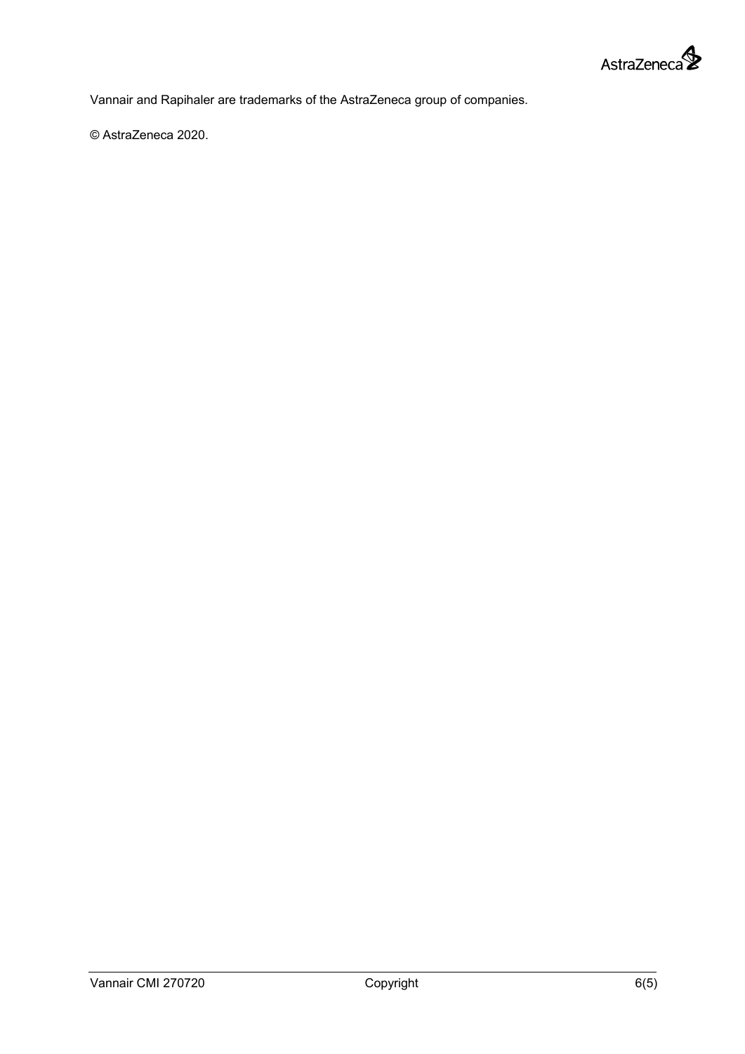Vannair and Rapihaler are trademarks of the AstraZeneca group of companies.

© AstraZeneca 2020.